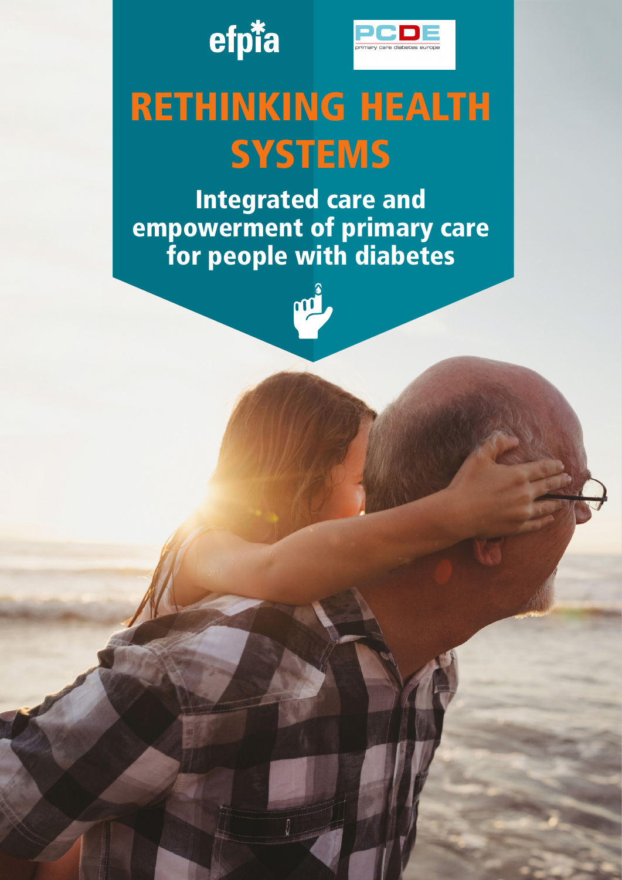efpia

PCDE primary care diabetes europe

# RETHINKING HEALTH SYSTEMS

## Integrated care and empowerment of primary care for people with diabetes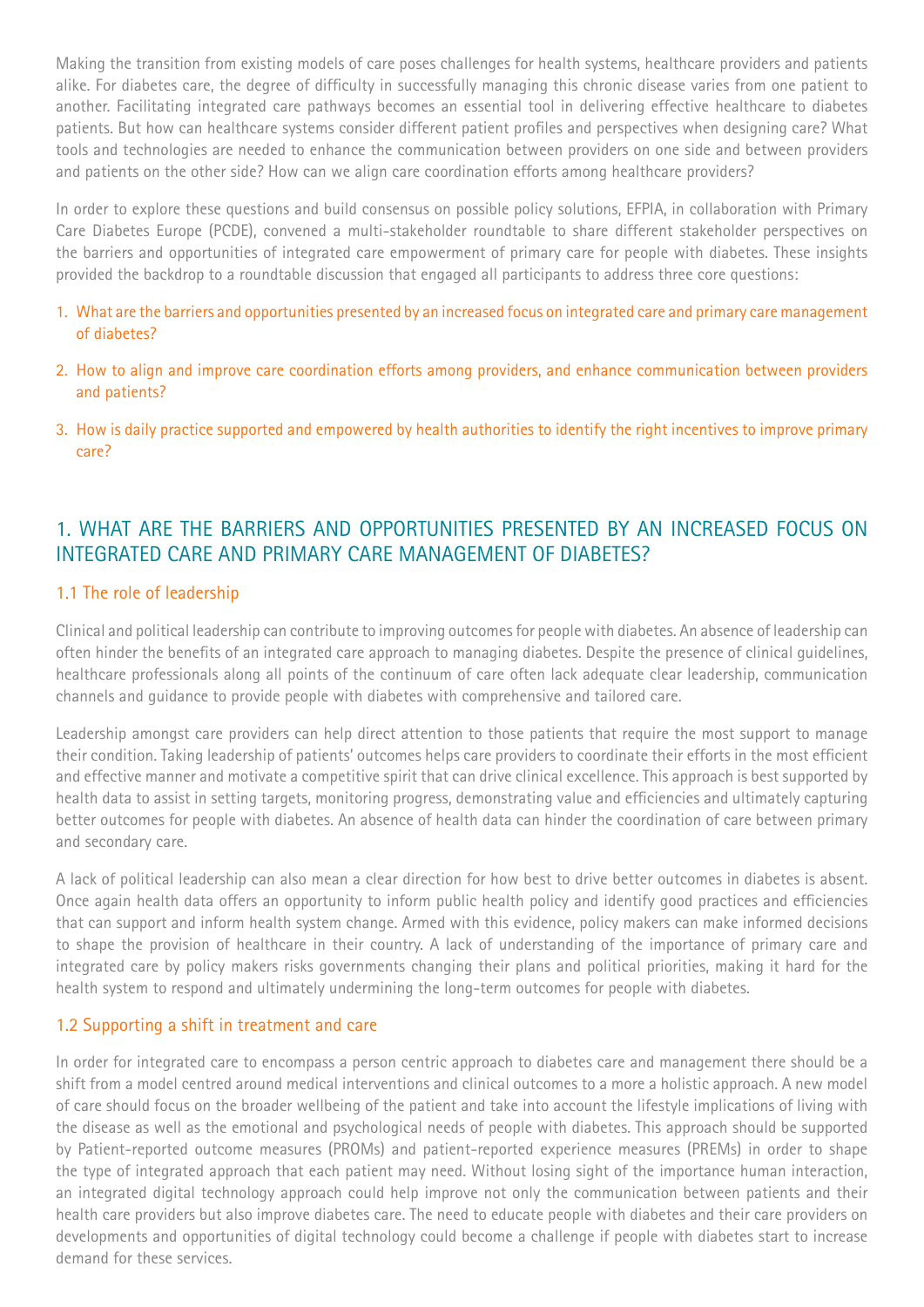Making the transition from existing models of care poses challenges for health systems, healthcare providers and patients alike. For diabetes care, the degree of difficulty in successfully managing this chronic disease varies from one patient to another. Facilitating integrated care pathways becomes an essential tool in delivering effective healthcare to diabetes patients. But how can healthcare systems consider different patient profiles and perspectives when designing care? What tools and technologies are needed to enhance the communication between providers on one side and between providers and patients on the other side? How can we align care coordination efforts among healthcare providers?

In order to explore these questions and build consensus on possible policy solutions, EFPIA, in collaboration with Primary Care Diabetes Europe (PCDE), convened a multi-stakeholder roundtable to share different stakeholder perspectives on the barriers and opportunities of integrated care empowerment of primary care for people with diabetes. These insights provided the backdrop to a roundtable discussion that engaged all participants to address three core questions:

1. What are the barriers and opportunities presented by an increased focus on integrated care and primary care management of diabetes?
2. How to align and improve care coordination efforts among providers, and enhance communication between providers and patients?
3. How is daily practice supported and empowered by health authorities to identify the right incentives to improve primary care?

## 1. WHAT ARE THE BARRIERS AND OPPORTUNITIES PRESENTED BY AN INCREASED FOCUS ON INTEGRATED CARE AND PRIMARY CARE MANAGEMENT OF DIABETES?

### 1.1 The role of leadership

Clinical and political leadership can contribute to improving outcomes for people with diabetes. An absence of leadership can often hinder the benefits of an integrated care approach to managing diabetes. Despite the presence of clinical guidelines, healthcare professionals along all points of the continuum of care often lack adequate clear leadership, communication channels and guidance to provide people with diabetes with comprehensive and tailored care.

Leadership amongst care providers can help direct attention to those patients that require the most support to manage their condition. Taking leadership of patients' outcomes helps care providers to coordinate their efforts in the most efficient and effective manner and motivate a competitive spirit that can drive clinical excellence. This approach is best supported by health data to assist in setting targets, monitoring progress, demonstrating value and efficiencies and ultimately capturing better outcomes for people with diabetes. An absence of health data can hinder the coordination of care between primary and secondary care.

A lack of political leadership can also mean a clear direction for how best to drive better outcomes in diabetes is absent. Once again health data offers an opportunity to inform public health policy and identify good practices and efficiencies that can support and inform health system change. Armed with this evidence, policy makers can make informed decisions to shape the provision of healthcare in their country. A lack of understanding of the importance of primary care and integrated care by policy makers risks governments changing their plans and political priorities, making it hard for the health system to respond and ultimately undermining the long-term outcomes for people with diabetes.

### 1.2 Supporting a shift in treatment and care

In order for integrated care to encompass a person centric approach to diabetes care and management there should be a shift from a model centred around medical interventions and clinical outcomes to a more a holistic approach. A new model of care should focus on the broader wellbeing of the patient and take into account the lifestyle implications of living with the disease as well as the emotional and psychological needs of people with diabetes. This approach should be supported by Patient-reported outcome measures (PROMs) and patient-reported experience measures (PREMs) in order to shape the type of integrated approach that each patient may need. Without losing sight of the importance human interaction, an integrated digital technology approach could help improve not only the communication between patients and their health care providers but also improve diabetes care. The need to educate people with diabetes and their care providers on developments and opportunities of digital technology could become a challenge if people with diabetes start to increase demand for these services.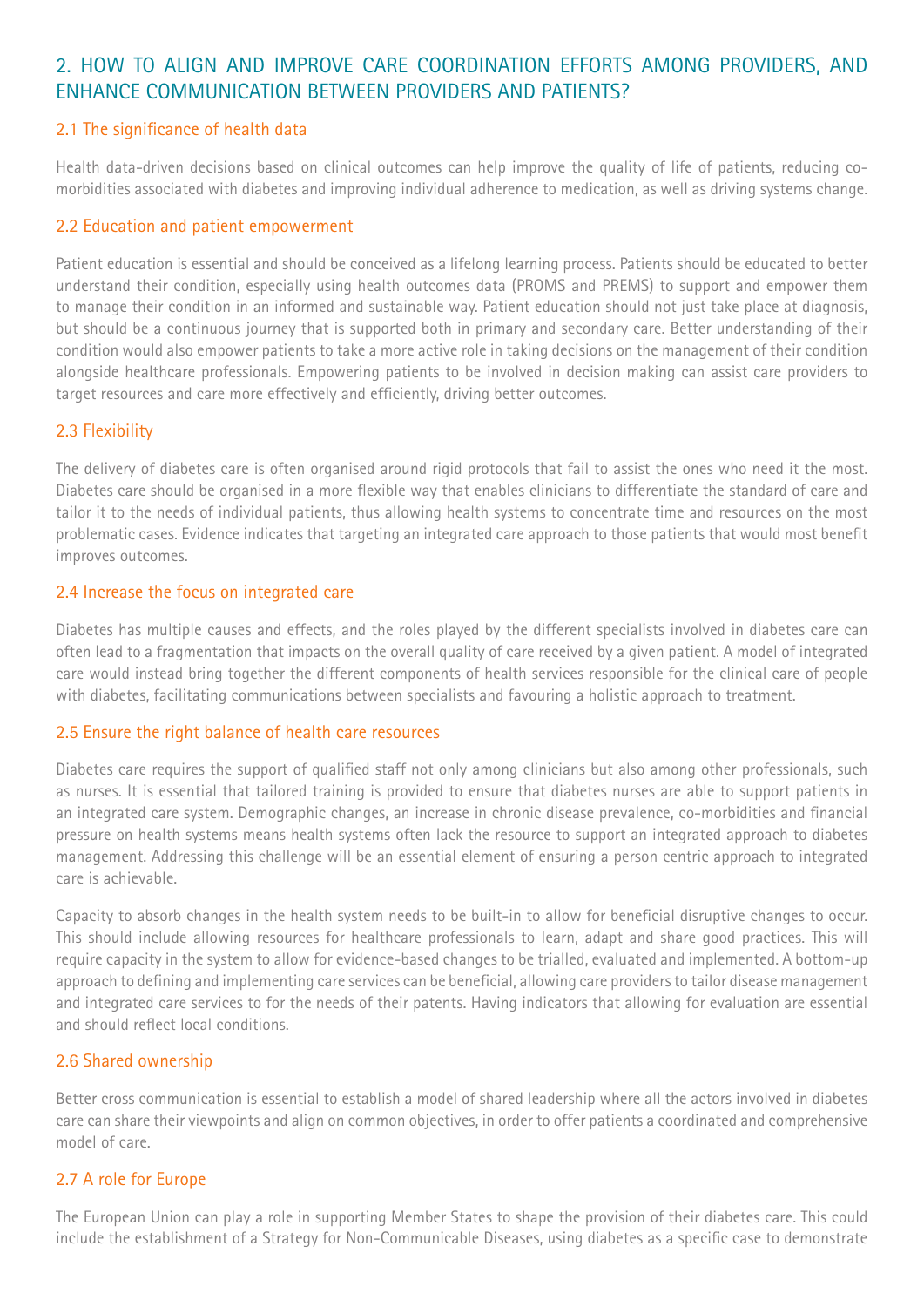## 2. HOW TO ALIGN AND IMPROVE CARE COORDINATION EFFORTS AMONG PROVIDERS, AND ENHANCE COMMUNICATION BETWEEN PROVIDERS AND PATIENTS?

### 2.1 The significance of health data

Health data-driven decisions based on clinical outcomes can help improve the quality of life of patients, reducing co-morbidities associated with diabetes and improving individual adherence to medication, as well as driving systems change.

### 2.2 Education and patient empowerment

Patient education is essential and should be conceived as a lifelong learning process. Patients should be educated to better understand their condition, especially using health outcomes data (PROMS and PREMS) to support and empower them to manage their condition in an informed and sustainable way. Patient education should not just take place at diagnosis, but should be a continuous journey that is supported both in primary and secondary care. Better understanding of their condition would also empower patients to take a more active role in taking decisions on the management of their condition alongside healthcare professionals. Empowering patients to be involved in decision making can assist care providers to target resources and care more effectively and efficiently, driving better outcomes.

### 2.3 Flexibility

The delivery of diabetes care is often organised around rigid protocols that fail to assist the ones who need it the most. Diabetes care should be organised in a more flexible way that enables clinicians to differentiate the standard of care and tailor it to the needs of individual patients, thus allowing health systems to concentrate time and resources on the most problematic cases. Evidence indicates that targeting an integrated care approach to those patients that would most benefit improves outcomes.

### 2.4 Increase the focus on integrated care

Diabetes has multiple causes and effects, and the roles played by the different specialists involved in diabetes care can often lead to a fragmentation that impacts on the overall quality of care received by a given patient. A model of integrated care would instead bring together the different components of health services responsible for the clinical care of people with diabetes, facilitating communications between specialists and favouring a holistic approach to treatment.

### 2.5 Ensure the right balance of health care resources

Diabetes care requires the support of qualified staff not only among clinicians but also among other professionals, such as nurses. It is essential that tailored training is provided to ensure that diabetes nurses are able to support patients in an integrated care system. Demographic changes, an increase in chronic disease prevalence, co-morbidities and financial pressure on health systems means health systems often lack the resource to support an integrated approach to diabetes management. Addressing this challenge will be an essential element of ensuring a person centric approach to integrated care is achievable.

Capacity to absorb changes in the health system needs to be built-in to allow for beneficial disruptive changes to occur. This should include allowing resources for healthcare professionals to learn, adapt and share good practices. This will require capacity in the system to allow for evidence-based changes to be trialled, evaluated and implemented. A bottom-up approach to defining and implementing care services can be beneficial, allowing care providers to tailor disease management and integrated care services to for the needs of their patents. Having indicators that allowing for evaluation are essential and should reflect local conditions.

### 2.6 Shared ownership

Better cross communication is essential to establish a model of shared leadership where all the actors involved in diabetes care can share their viewpoints and align on common objectives, in order to offer patients a coordinated and comprehensive model of care.

### 2.7 A role for Europe

The European Union can play a role in supporting Member States to shape the provision of their diabetes care. This could include the establishment of a Strategy for Non-Communicable Diseases, using diabetes as a specific case to demonstrate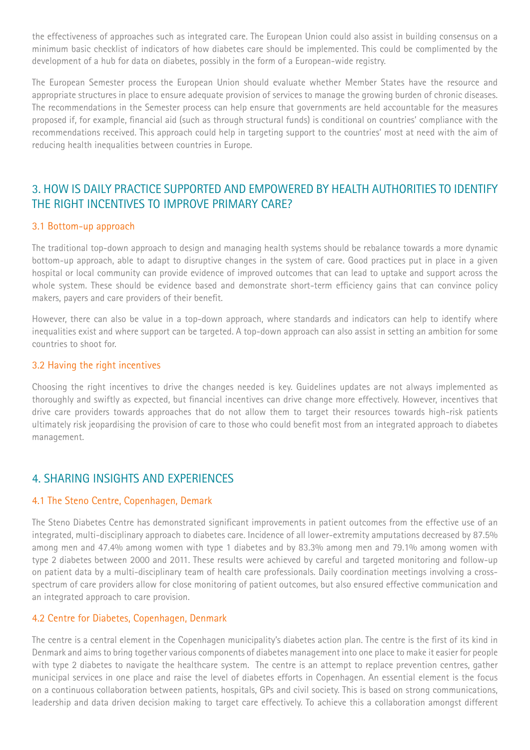the effectiveness of approaches such as integrated care. The European Union could also assist in building consensus on a minimum basic checklist of indicators of how diabetes care should be implemented. This could be complimented by the development of a hub for data on diabetes, possibly in the form of a European-wide registry.

The European Semester process the European Union should evaluate whether Member States have the resource and appropriate structures in place to ensure adequate provision of services to manage the growing burden of chronic diseases. The recommendations in the Semester process can help ensure that governments are held accountable for the measures proposed if, for example, financial aid (such as through structural funds) is conditional on countries' compliance with the recommendations received. This approach could help in targeting support to the countries' most at need with the aim of reducing health inequalities between countries in Europe.

## 3. HOW IS DAILY PRACTICE SUPPORTED AND EMPOWERED BY HEALTH AUTHORITIES TO IDENTIFY THE RIGHT INCENTIVES TO IMPROVE PRIMARY CARE?

### 3.1 Bottom-up approach

The traditional top-down approach to design and managing health systems should be rebalance towards a more dynamic bottom-up approach, able to adapt to disruptive changes in the system of care. Good practices put in place in a given hospital or local community can provide evidence of improved outcomes that can lead to uptake and support across the whole system. These should be evidence based and demonstrate short-term efficiency gains that can convince policy makers, payers and care providers of their benefit.

However, there can also be value in a top-down approach, where standards and indicators can help to identify where inequalities exist and where support can be targeted. A top-down approach can also assist in setting an ambition for some countries to shoot for.

### 3.2 Having the right incentives

Choosing the right incentives to drive the changes needed is key. Guidelines updates are not always implemented as thoroughly and swiftly as expected, but financial incentives can drive change more effectively. However, incentives that drive care providers towards approaches that do not allow them to target their resources towards high-risk patients ultimately risk jeopardising the provision of care to those who could benefit most from an integrated approach to diabetes management.

## 4. SHARING INSIGHTS AND EXPERIENCES

### 4.1 The Steno Centre, Copenhagen, Demark

The Steno Diabetes Centre has demonstrated significant improvements in patient outcomes from the effective use of an integrated, multi-disciplinary approach to diabetes care. Incidence of all lower-extremity amputations decreased by 87.5% among men and 47.4% among women with type 1 diabetes and by 83.3% among men and 79.1% among women with type 2 diabetes between 2000 and 2011. These results were achieved by careful and targeted monitoring and follow-up on patient data by a multi-disciplinary team of health care professionals. Daily coordination meetings involving a cross-spectrum of care providers allow for close monitoring of patient outcomes, but also ensured effective communication and an integrated approach to care provision.

### 4.2 Centre for Diabetes, Copenhagen, Denmark

The centre is a central element in the Copenhagen municipality's diabetes action plan. The centre is the first of its kind in Denmark and aims to bring together various components of diabetes management into one place to make it easier for people with type 2 diabetes to navigate the healthcare system. The centre is an attempt to replace prevention centres, gather municipal services in one place and raise the level of diabetes efforts in Copenhagen. An essential element is the focus on a continuous collaboration between patients, hospitals, GPs and civil society. This is based on strong communications, leadership and data driven decision making to target care effectively. To achieve this a collaboration amongst different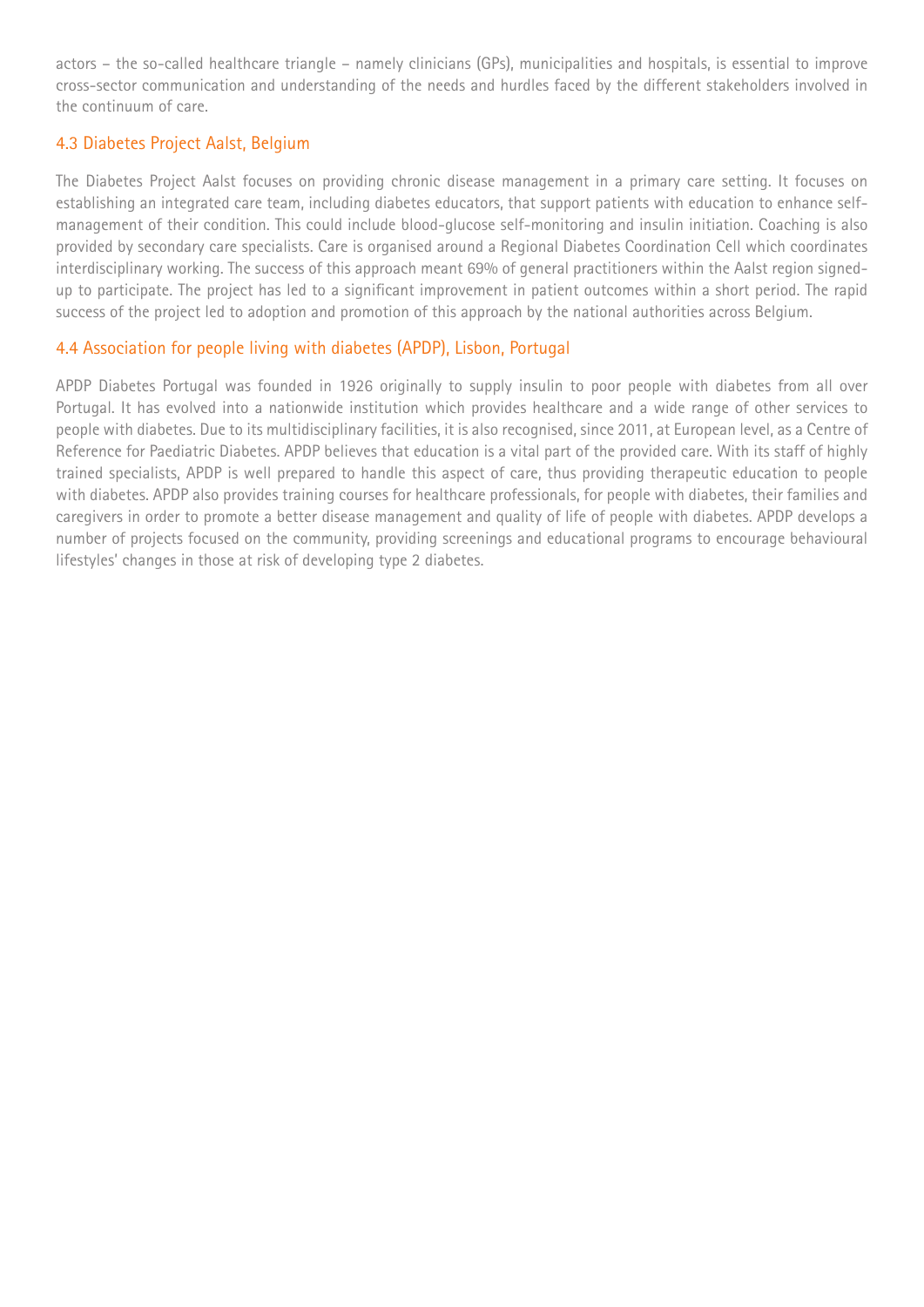actors – the so-called healthcare triangle – namely clinicians (GPs), municipalities and hospitals, is essential to improve cross-sector communication and understanding of the needs and hurdles faced by the different stakeholders involved in the continuum of care.

### 4.3 Diabetes Project Aalst, Belgium

The Diabetes Project Aalst focuses on providing chronic disease management in a primary care setting. It focuses on establishing an integrated care team, including diabetes educators, that support patients with education to enhance self-management of their condition. This could include blood-glucose self-monitoring and insulin initiation. Coaching is also provided by secondary care specialists. Care is organised around a Regional Diabetes Coordination Cell which coordinates interdisciplinary working. The success of this approach meant 69% of general practitioners within the Aalst region signed-up to participate. The project has led to a significant improvement in patient outcomes within a short period. The rapid success of the project led to adoption and promotion of this approach by the national authorities across Belgium.

### 4.4 Association for people living with diabetes (APDP), Lisbon, Portugal

APDP Diabetes Portugal was founded in 1926 originally to supply insulin to poor people with diabetes from all over Portugal. It has evolved into a nationwide institution which provides healthcare and a wide range of other services to people with diabetes. Due to its multidisciplinary facilities, it is also recognised, since 2011, at European level, as a Centre of Reference for Paediatric Diabetes. APDP believes that education is a vital part of the provided care. With its staff of highly trained specialists, APDP is well prepared to handle this aspect of care, thus providing therapeutic education to people with diabetes. APDP also provides training courses for healthcare professionals, for people with diabetes, their families and caregivers in order to promote a better disease management and quality of life of people with diabetes. APDP develops a number of projects focused on the community, providing screenings and educational programs to encourage behavioural lifestyles' changes in those at risk of developing type 2 diabetes.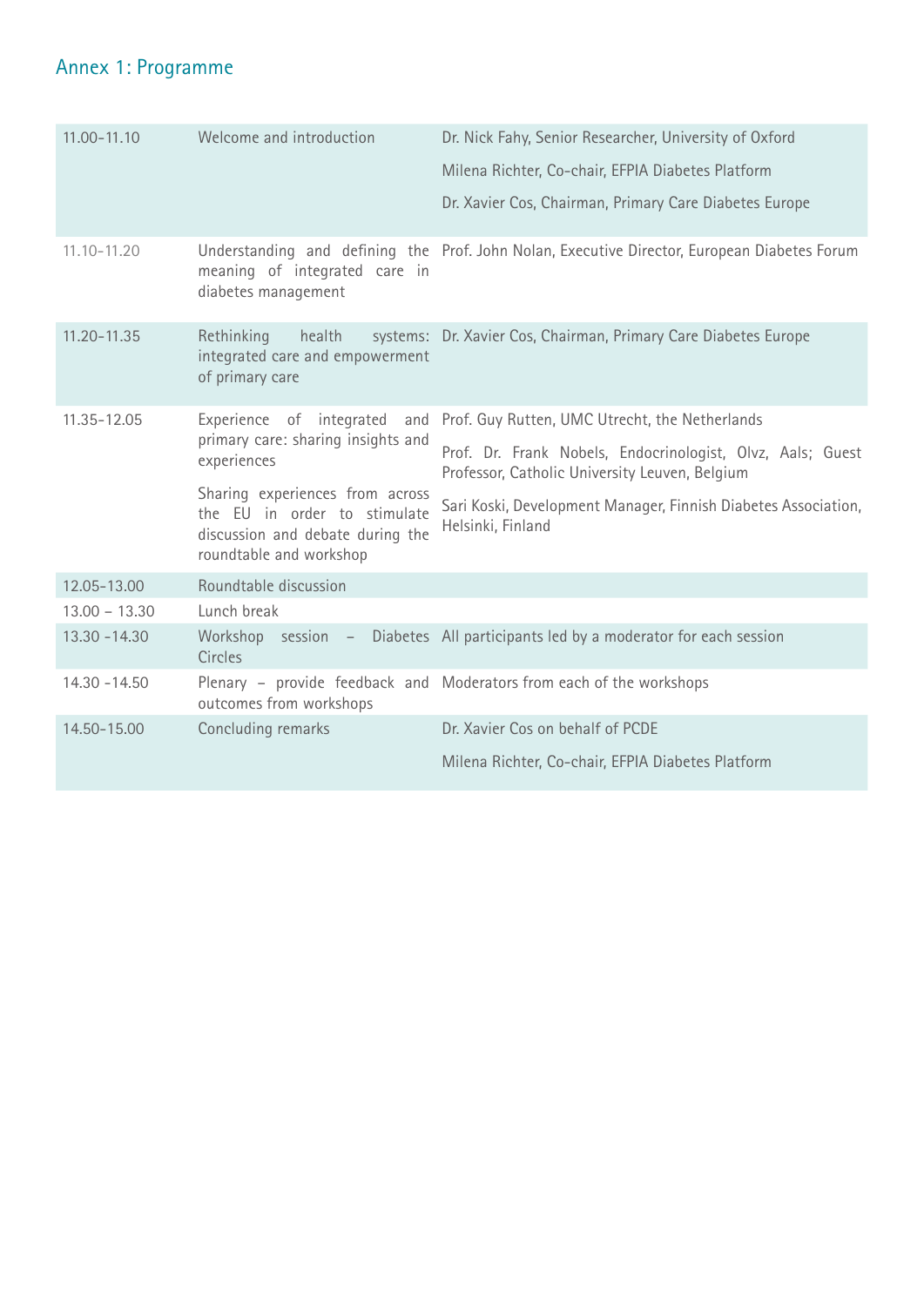## Annex 1: Programme

| | | |
|---|---|---|
| 11.00-11.10 | Welcome and introduction | Dr. Nick Fahy, Senior Researcher, University of Oxford<br>Milena Richter, Co-chair, EFPIA Diabetes Platform<br>Dr. Xavier Cos, Chairman, Primary Care Diabetes Europe |
| 11.10-11.20 | Understanding and defining the meaning of integrated care in diabetes management | Prof. John Nolan, Executive Director, European Diabetes Forum |
| 11.20-11.35 | Rethinking health systems: integrated care and empowerment of primary care | Dr. Xavier Cos, Chairman, Primary Care Diabetes Europe |
| 11.35-12.05 | Experience of integrated and primary care: sharing insights and experiences<br>Sharing experiences from across the EU in order to stimulate discussion and debate during the roundtable and workshop | Prof. Guy Rutten, UMC Utrecht, the Netherlands<br>Prof. Dr. Frank Nobels, Endocrinologist, Olvz, Aals; Guest Professor, Catholic University Leuven, Belgium<br>Sari Koski, Development Manager, Finnish Diabetes Association, Helsinki, Finland |
| 12.05-13.00 | Roundtable discussion | |
| 13.00 – 13.30 | Lunch break | |
| 13.30 -14.30 | Workshop session – Diabetes Circles | All participants led by a moderator for each session |
| 14.30 -14.50 | Plenary – provide feedback and outcomes from workshops | Moderators from each of the workshops |
| 14.50-15.00 | Concluding remarks | Dr. Xavier Cos on behalf of PCDE<br>Milena Richter, Co-chair, EFPIA Diabetes Platform |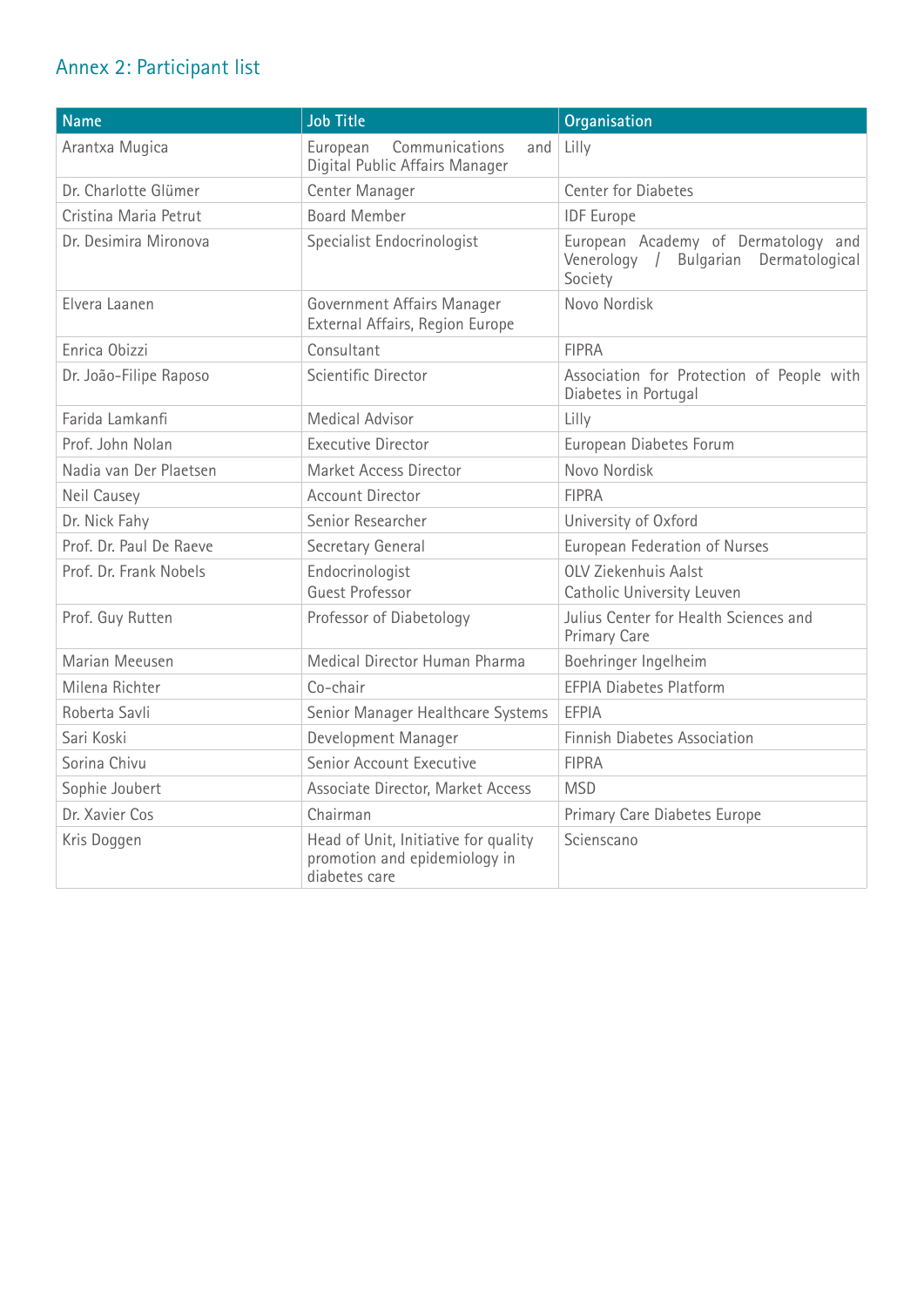## Annex 2: Participant list

| Name | Job Title | Organisation |
|---|---|---|
| Arantxa Mugica | European Communications and Digital Public Affairs Manager | Lilly |
| Dr. Charlotte Glümer | Center Manager | Center for Diabetes |
| Cristina Maria Petrut | Board Member | IDF Europe |
| Dr. Desimira Mironova | Specialist Endocrinologist | European Academy of Dermatology and Venerology / Bulgarian Dermatological Society |
| Elvera Laanen | Government Affairs Manager External Affairs, Region Europe | Novo Nordisk |
| Enrica Obizzi | Consultant | FIPRA |
| Dr. João-Filipe Raposo | Scientific Director | Association for Protection of People with Diabetes in Portugal |
| Farida Lamkanfi | Medical Advisor | Lilly |
| Prof. John Nolan | Executive Director | European Diabetes Forum |
| Nadia van Der Plaetsen | Market Access Director | Novo Nordisk |
| Neil Causey | Account Director | FIPRA |
| Dr. Nick Fahy | Senior Researcher | University of Oxford |
| Prof. Dr. Paul De Raeve | Secretary General | European Federation of Nurses |
| Prof. Dr. Frank Nobels | Endocrinologist Guest Professor | OLV Ziekenhuis Aalst Catholic University Leuven |
| Prof. Guy Rutten | Professor of Diabetology | Julius Center for Health Sciences and Primary Care |
| Marian Meeusen | Medical Director Human Pharma | Boehringer Ingelheim |
| Milena Richter | Co-chair | EFPIA Diabetes Platform |
| Roberta Savli | Senior Manager Healthcare Systems | EFPIA |
| Sari Koski | Development Manager | Finnish Diabetes Association |
| Sorina Chivu | Senior Account Executive | FIPRA |
| Sophie Joubert | Associate Director, Market Access | MSD |
| Dr. Xavier Cos | Chairman | Primary Care Diabetes Europe |
| Kris Doggen | Head of Unit, Initiative for quality promotion and epidemiology in diabetes care | Scienscano |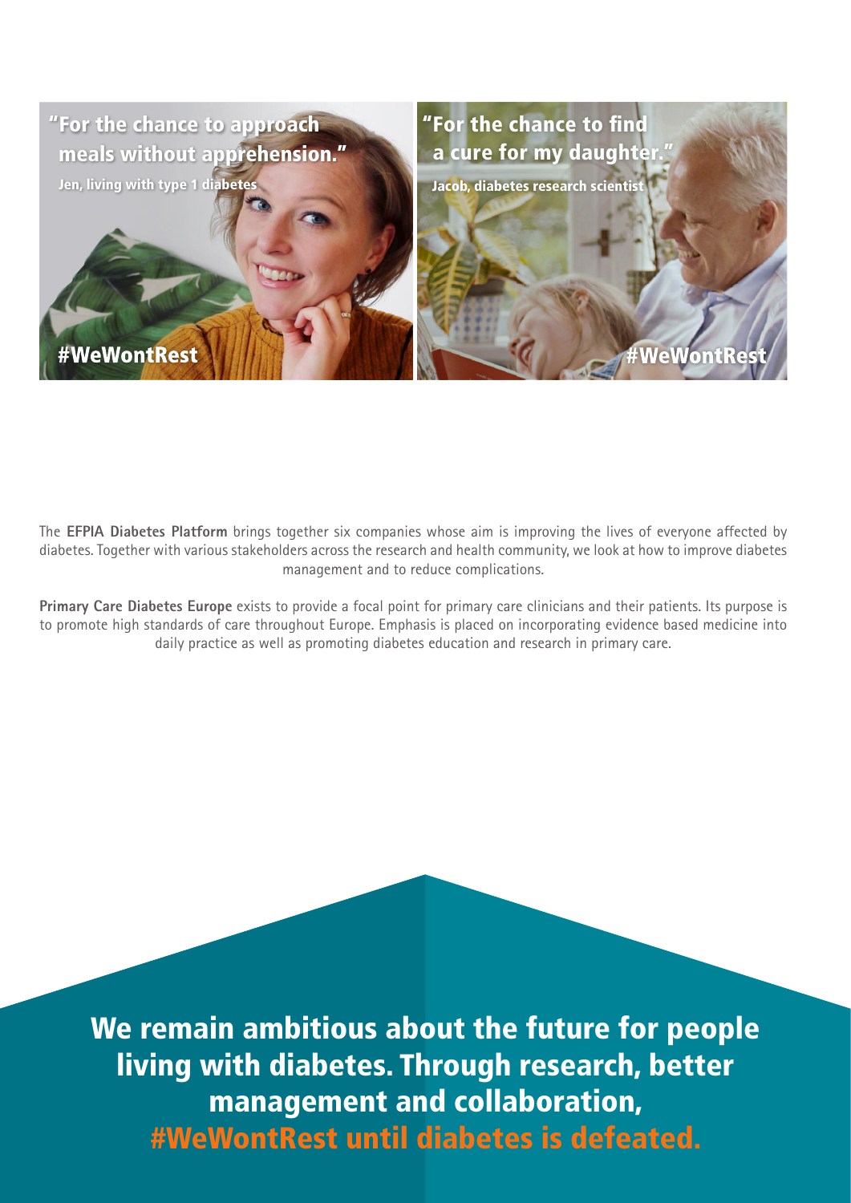"For the chance to approach meals without apprehension."

Jen, living with type 1 diabetes

#WeWontRest

"For the chance to find a cure for my daughter."

Jacob, diabetes research scientist

#WeWontRest

The **EFPIA Diabetes Platform** brings together six companies whose aim is improving the lives of everyone affected by diabetes. Together with various stakeholders across the research and health community, we look at how to improve diabetes management and to reduce complications.

**Primary Care Diabetes Europe** exists to provide a focal point for primary care clinicians and their patients. Its purpose is to promote high standards of care throughout Europe. Emphasis is placed on incorporating evidence based medicine into daily practice as well as promoting diabetes education and research in primary care.

**We remain ambitious about the future for people living with diabetes. Through research, better management and collaboration, #WeWontRest until diabetes is defeated.**